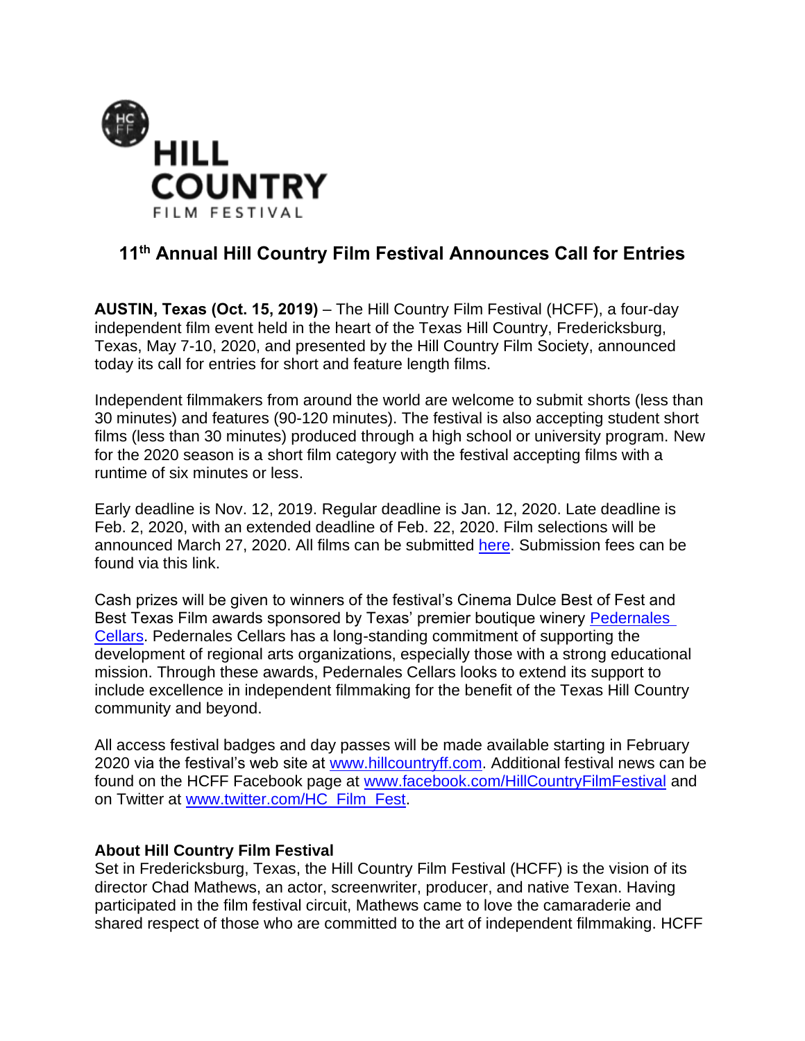HILL COUNTRY

FILM FESTIVAL

# 11th Annual Hill Country Film Festival Announces Call for Entries

**AUSTIN, Texas (Oct. 15, 2019)** – The Hill Country Film Festival (HCFF), a four-day independent film event held in the heart of the Texas Hill Country, Fredericksburg, Texas, May 7-10, 2020, and presented by the Hill Country Film Society, announced today its call for entries for short and feature length films.

Independent filmmakers from around the world are welcome to submit shorts (less than 30 minutes) and features (90-120 minutes). The festival is also accepting student short films (less than 30 minutes) produced through a high school or university program. New for the 2020 season is a short film category with the festival accepting films with a runtime of six minutes or less.

Early deadline is Nov. 12, 2019. Regular deadline is Jan. 12, 2020. Late deadline is Feb. 2, 2020, with an extended deadline of Feb. 22, 2020. Film selections will be announced March 27, 2020. All films can be submitted here. Submission fees can be found via this link.

Cash prizes will be given to winners of the festival's Cinema Dulce Best of Fest and Best Texas Film awards sponsored by Texas' premier boutique winery Pedernales Cellars. Pedernales Cellars has a long-standing commitment of supporting the development of regional arts organizations, especially those with a strong educational mission. Through these awards, Pedernales Cellars looks to extend its support to include excellence in independent filmmaking for the benefit of the Texas Hill Country community and beyond.

All access festival badges and day passes will be made available starting in February 2020 via the festival's web site at www.hillcountryff.com. Additional festival news can be found on the HCFF Facebook page at www.facebook.com/HillCountryFilmFestival and on Twitter at www.twitter.com/HC_Film_Fest.

**About Hill Country Film Festival**

Set in Fredericksburg, Texas, the Hill Country Film Festival (HCFF) is the vision of its director Chad Mathews, an actor, screenwriter, producer, and native Texan. Having participated in the film festival circuit, Mathews came to love the camaraderie and shared respect of those who are committed to the art of independent filmmaking. HCFF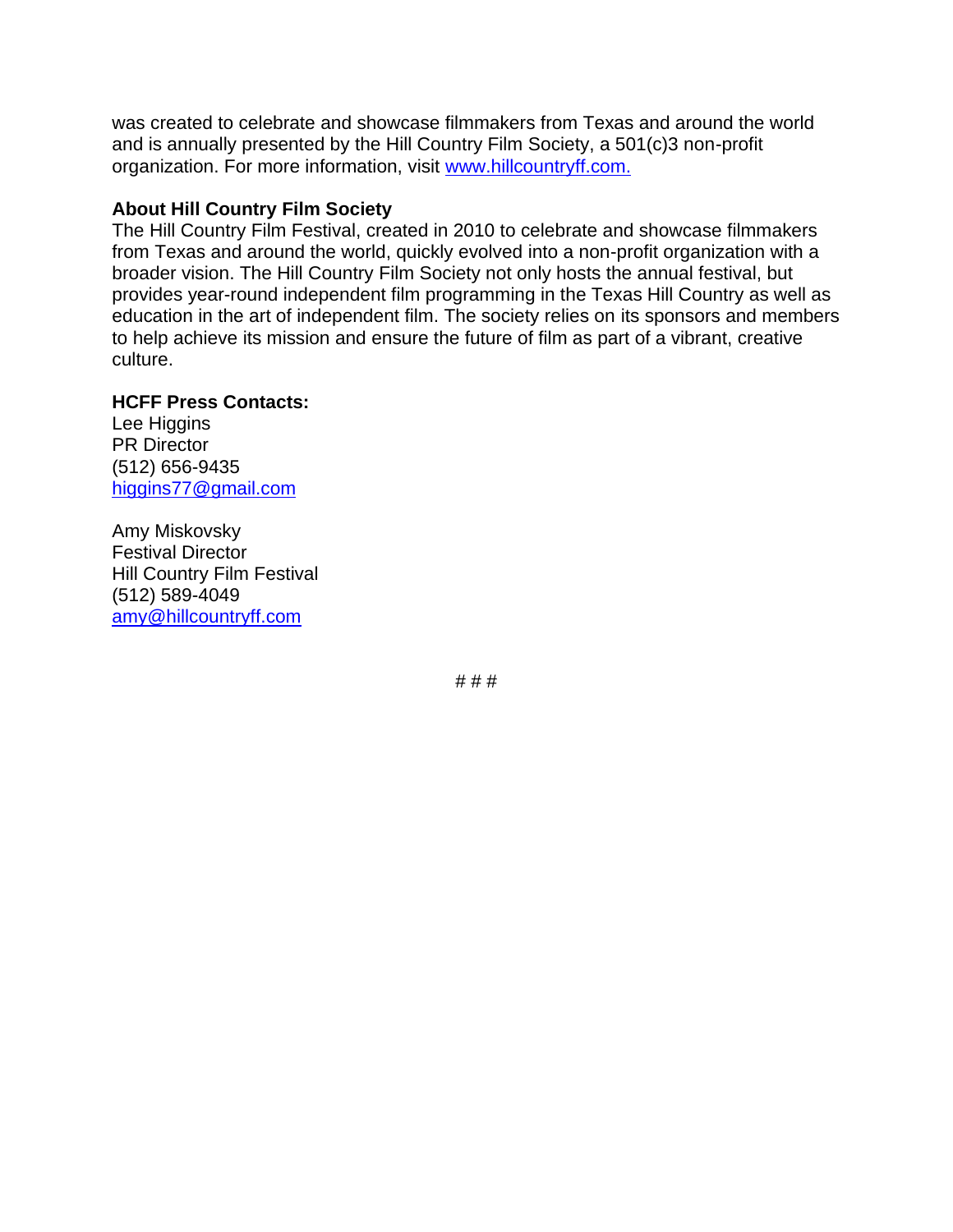was created to celebrate and showcase filmmakers from Texas and around the world and is annually presented by the Hill Country Film Society, a 501(c)3 non-profit organization. For more information, visit [www.hillcountryff.com.](http://www.hillcountryff.com)

**About Hill Country Film Society**

The Hill Country Film Festival, created in 2010 to celebrate and showcase filmmakers from Texas and around the world, quickly evolved into a non-profit organization with a broader vision. The Hill Country Film Society not only hosts the annual festival, but provides year-round independent film programming in the Texas Hill Country as well as education in the art of independent film. The society relies on its sponsors and members to help achieve its mission and ensure the future of film as part of a vibrant, creative culture.

**HCFF Press Contacts:**

Lee Higgins
PR Director
(512) 656-9435
higgins77@gmail.com

Amy Miskovsky
Festival Director
Hill Country Film Festival
(512) 589-4049
amy@hillcountryff.com

# # #